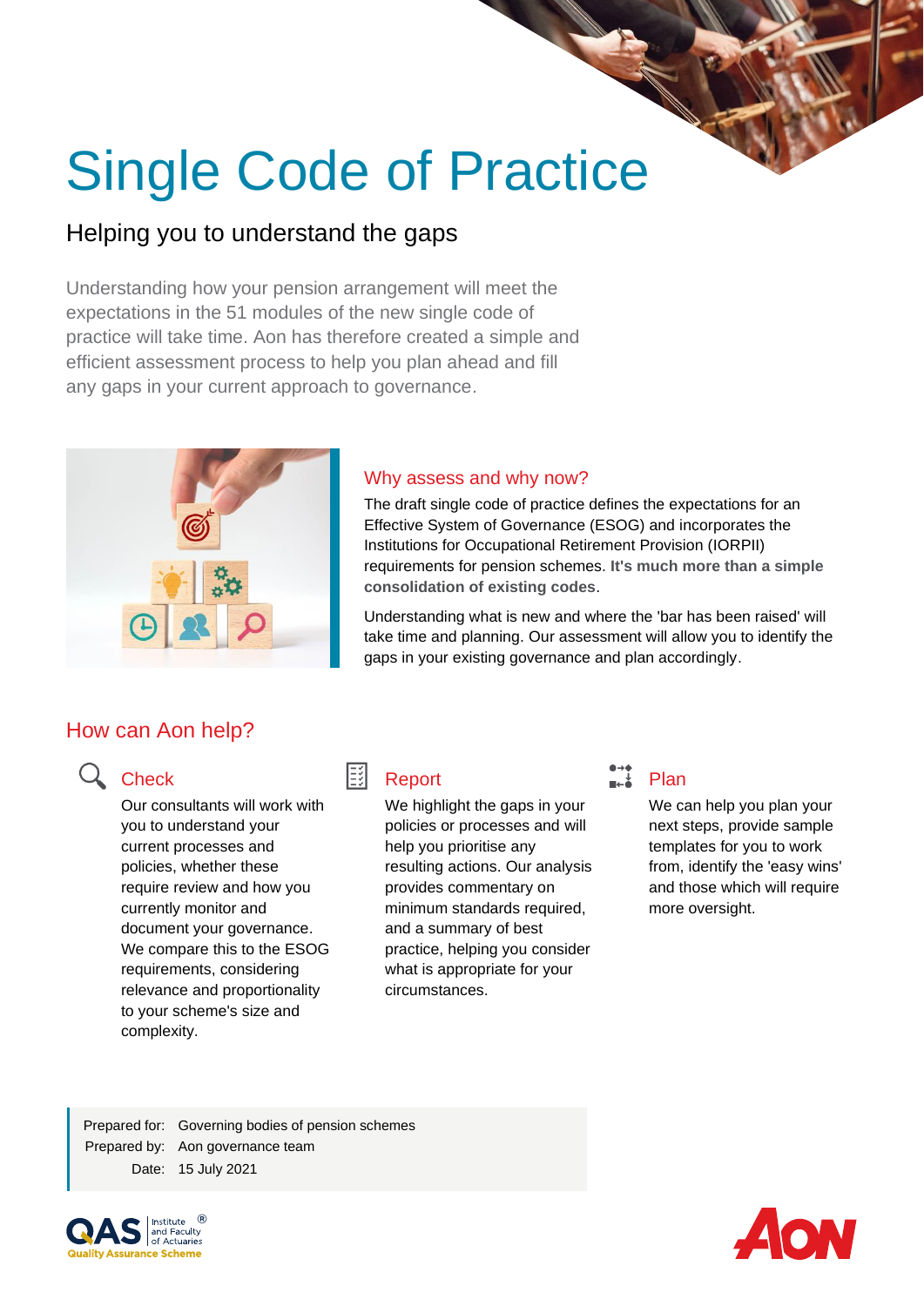# Single Code of Practice

## Helping you to understand the gaps

Understanding how your pension arrangement will meet the expectations in the 51 modules of the new single code of practice will take time. Aon has therefore created a simple and efficient assessment process to help you plan ahead and fill any gaps in your current approach to governance.

### Why assess and why now?

The draft single code of practice defines the expectations for an Effective System of Governance (ESOG) and incorporates the Institutions for Occupational Retirement Provision (IORPII) requirements for pension schemes. **It's much more than a simple consolidation of existing codes**.

Understanding what is new and where the 'bar has been raised' will take time and planning. Our assessment will allow you to identify the gaps in your existing governance and plan accordingly.

## How can Aon help?

### Check

Our consultants will work with you to understand your current processes and policies, whether these require review and how you currently monitor and document your governance. We compare this to the ESOG requirements, considering relevance and proportionality to your scheme's size and complexity.

### Report

We highlight the gaps in your policies or processes and will help you prioritise any resulting actions. Our analysis provides commentary on minimum standards required, and a summary of best practice, helping you consider what is appropriate for your circumstances.

### Plan

We can help you plan your next steps, provide sample templates for you to work from, identify the 'easy wins' and those which will require more oversight.

Prepared for: Governing bodies of pension schemes
Prepared by: Aon governance team
Date: 15 July 2021

QAS Institute and Faculty of Actuaries ® Quality Assurance Scheme

AON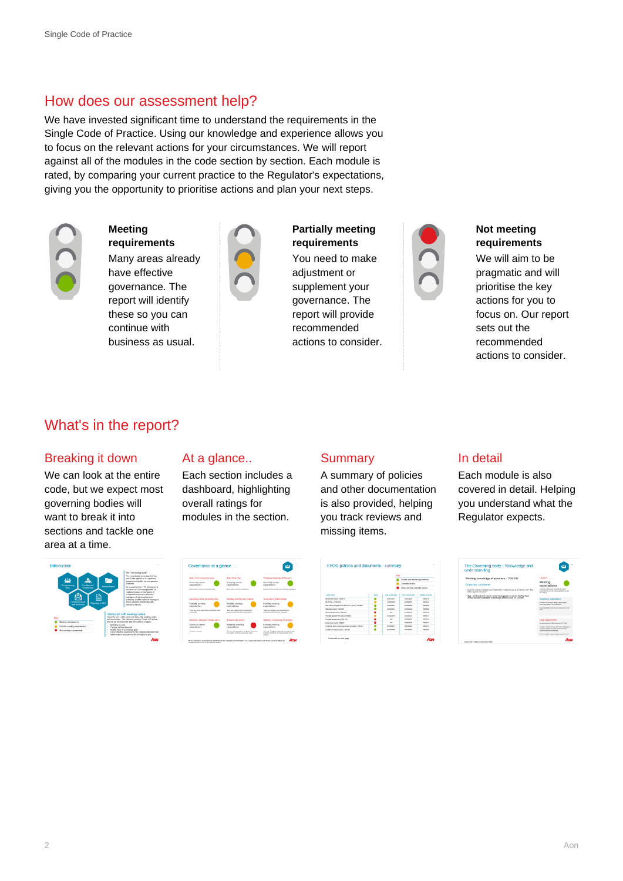## How does our assessment help?

We have invested significant time to understand the requirements in the Single Code of Practice. Using our knowledge and experience allows you to focus on the relevant actions for your circumstances. We will report against all of the modules in the code section by section. Each module is rated, by comparing your current practice to the Regulator's expectations, giving you the opportunity to prioritise actions and plan your next steps.

**Meeting requirements**
Many areas already have effective governance. The report will identify these so you can continue with business as usual.

**Partially meeting requirements**
You need to make adjustment or supplement your governance. The report will provide recommended actions to consider.

**Not meeting requirements**
We will aim to be pragmatic and will prioritise the key actions for you to focus on. Our report sets out the recommended actions to consider.

## What's in the report?

### Breaking it down

We can look at the entire code, but we expect most governing bodies will want to break it into sections and tackle one area at a time.

### At a glance..

Each section includes a dashboard, highlighting overall ratings for modules in the section.

### Summary

A summary of policies and other documentation is also provided, helping you track reviews and missing items.

### In detail

Each module is also covered in detail. Helping you understand what the Regulator expects.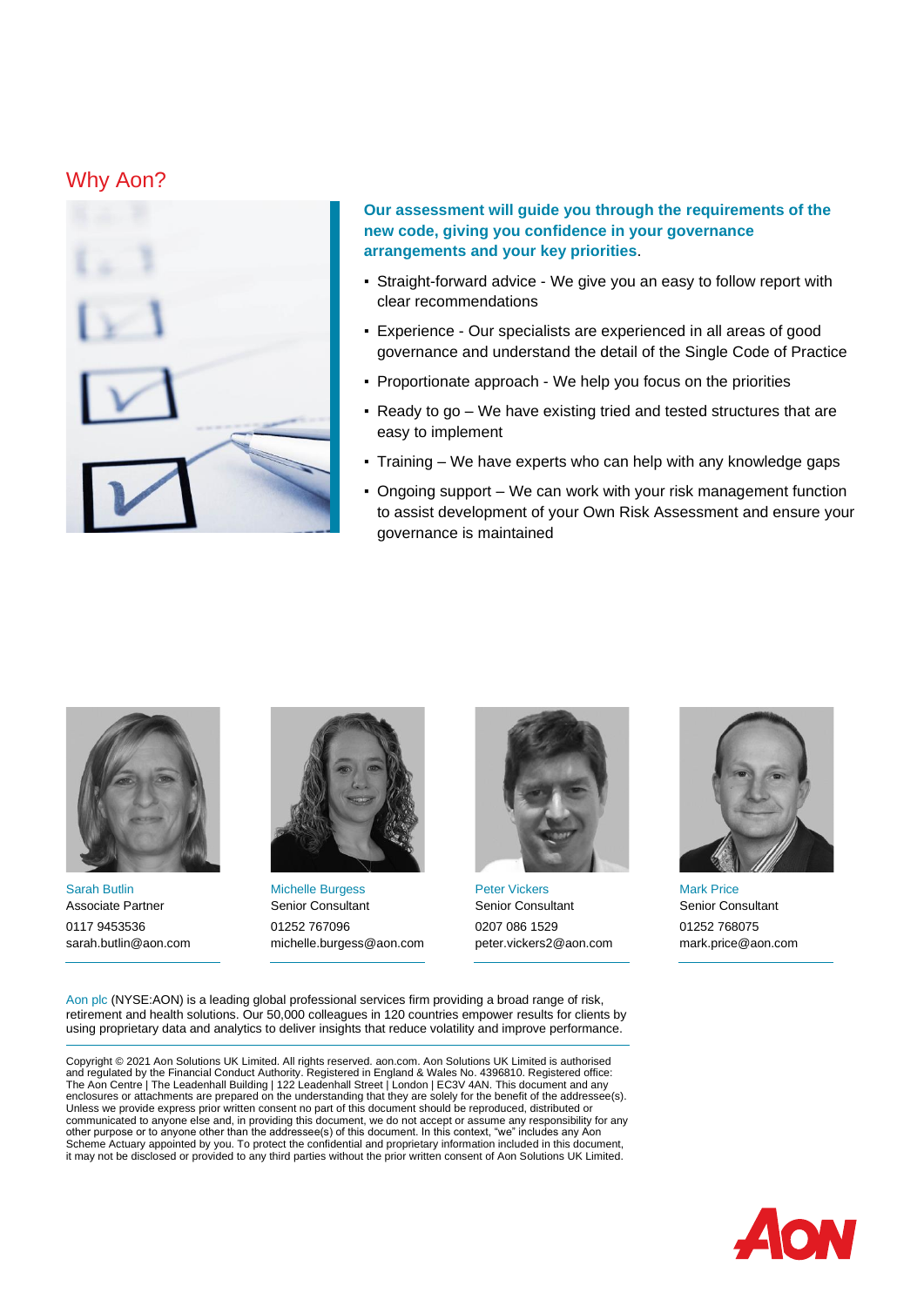## Why Aon?

**Our assessment will guide you through the requirements of the new code, giving you confidence in your governance arrangements and your key priorities**.

- Straight-forward advice - We give you an easy to follow report with clear recommendations
- Experience - Our specialists are experienced in all areas of good governance and understand the detail of the Single Code of Practice
- Proportionate approach - We help you focus on the priorities
- Ready to go – We have existing tried and tested structures that are easy to implement
- Training – We have experts who can help with any knowledge gaps
- Ongoing support – We can work with your risk management function to assist development of your Own Risk Assessment and ensure your governance is maintained

Sarah Butlin
Associate Partner
0117 9453536
sarah.butlin@aon.com

Michelle Burgess
Senior Consultant
01252 767096
michelle.burgess@aon.com

Peter Vickers
Senior Consultant
0207 086 1529
peter.vickers2@aon.com

Mark Price
Senior Consultant
01252 768075
mark.price@aon.com

Aon plc (NYSE:AON) is a leading global professional services firm providing a broad range of risk, retirement and health solutions. Our 50,000 colleagues in 120 countries empower results for clients by using proprietary data and analytics to deliver insights that reduce volatility and improve performance.

Copyright © 2021 Aon Solutions UK Limited. All rights reserved. aon.com. Aon Solutions UK Limited is authorised and regulated by the Financial Conduct Authority. Registered in England & Wales No. 4396810. Registered office: The Aon Centre | The Leadenhall Building | 122 Leadenhall Street | London | EC3V 4AN. This document and any enclosures or attachments are prepared on the understanding that they are solely for the benefit of the addressee(s). Unless we provide express prior written consent no part of this document should be reproduced, distributed or communicated to anyone else and, in providing this document, we do not accept or assume any responsibility for any other purpose or to anyone other than the addressee(s) of this document. In this context, "we" includes any Aon Scheme Actuary appointed by you. To protect the confidential and proprietary information included in this document, it may not be disclosed or provided to any third parties without the prior written consent of Aon Solutions UK Limited.